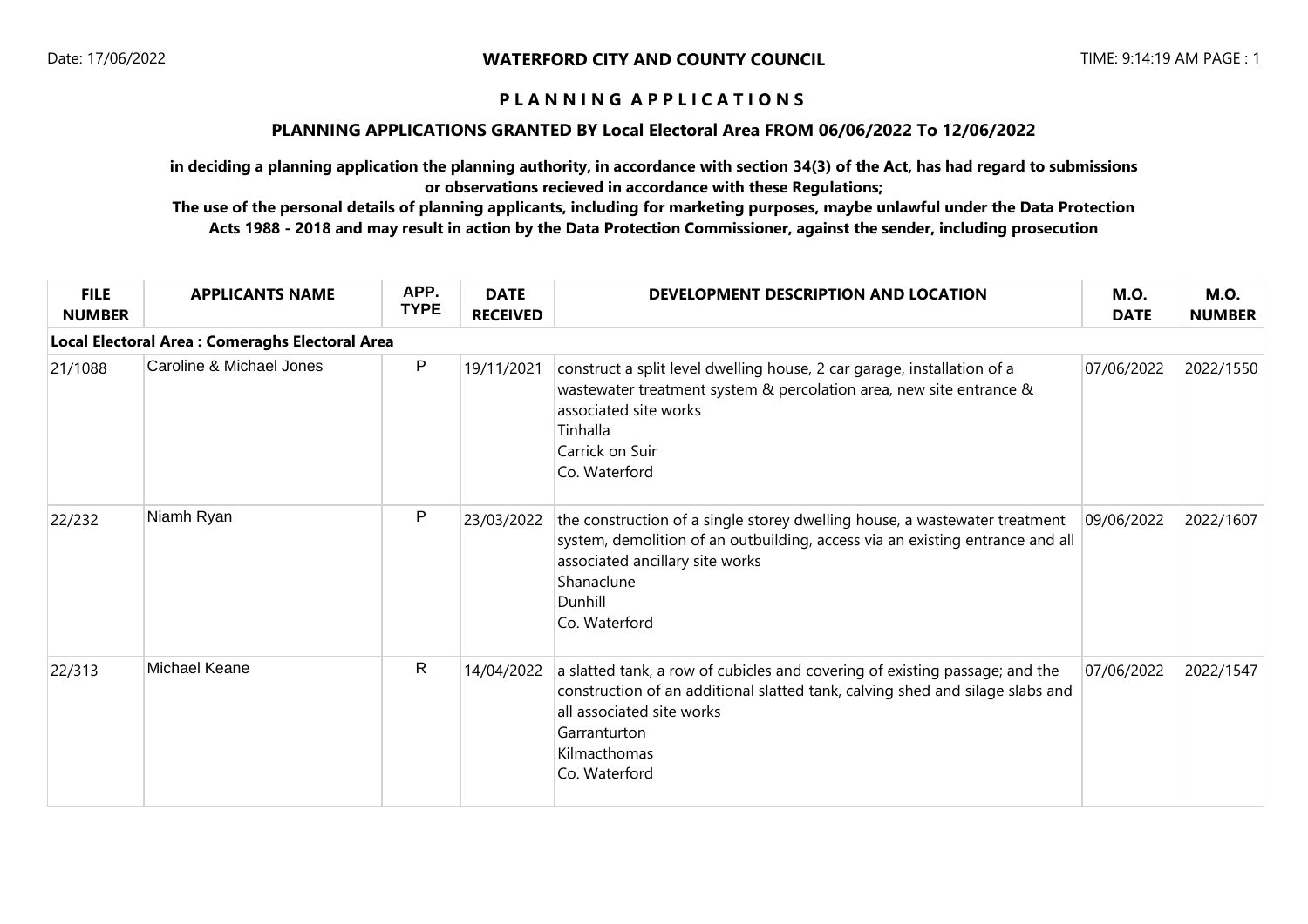# WATERFORD CITY AND COUNTY COUNCIL

## P L A N N I N G A P P L I C A T I O N S

### PLANNING APPLICATIONS GRANTED BY Local Electoral Area FROM 06/06/2022 To 12/06/2022

**in deciding a planning application the planning authority, in accordance with section 34(3) of the Act, has had regard to submissions or observations recieved in accordance with these Regulations;**

**The use of the personal details of planning applicants, including for marketing purposes, maybe unlawful under the Data Protection Acts 1988 - 2018 and may result in action by the Data Protection Commissioner, against the sender, including prosecution**

| FILE NUMBER | APPLICANTS NAME | APP. TYPE | DATE RECEIVED | DEVELOPMENT DESCRIPTION AND LOCATION | M.O. DATE | M.O. NUMBER |
|---|---|---|---|---|---|---|
| **Local Electoral Area : Comeraghs Electoral Area** | | | | | | |
| 21/1088 | Caroline & Michael Jones | P | 19/11/2021 | construct a split level dwelling house, 2 car garage, installation of a wastewater treatment system & percolation area, new site entrance & associated site works<br>Tinhalla<br>Carrick on Suir<br>Co. Waterford | 07/06/2022 | 2022/1550 |
| 22/232 | Niamh Ryan | P | 23/03/2022 | the construction of a single storey dwelling house, a wastewater treatment system, demolition of an outbuilding, access via an existing entrance and all associated ancillary site works<br>Shanaclune<br>Dunhill<br>Co. Waterford | 09/06/2022 | 2022/1607 |
| 22/313 | Michael Keane | R | 14/04/2022 | a slatted tank, a row of cubicles and covering of existing passage; and the construction of an additional slatted tank, calving shed and silage slabs and all associated site works<br>Garranturton<br>Kilmacthomas<br>Co. Waterford | 07/06/2022 | 2022/1547 |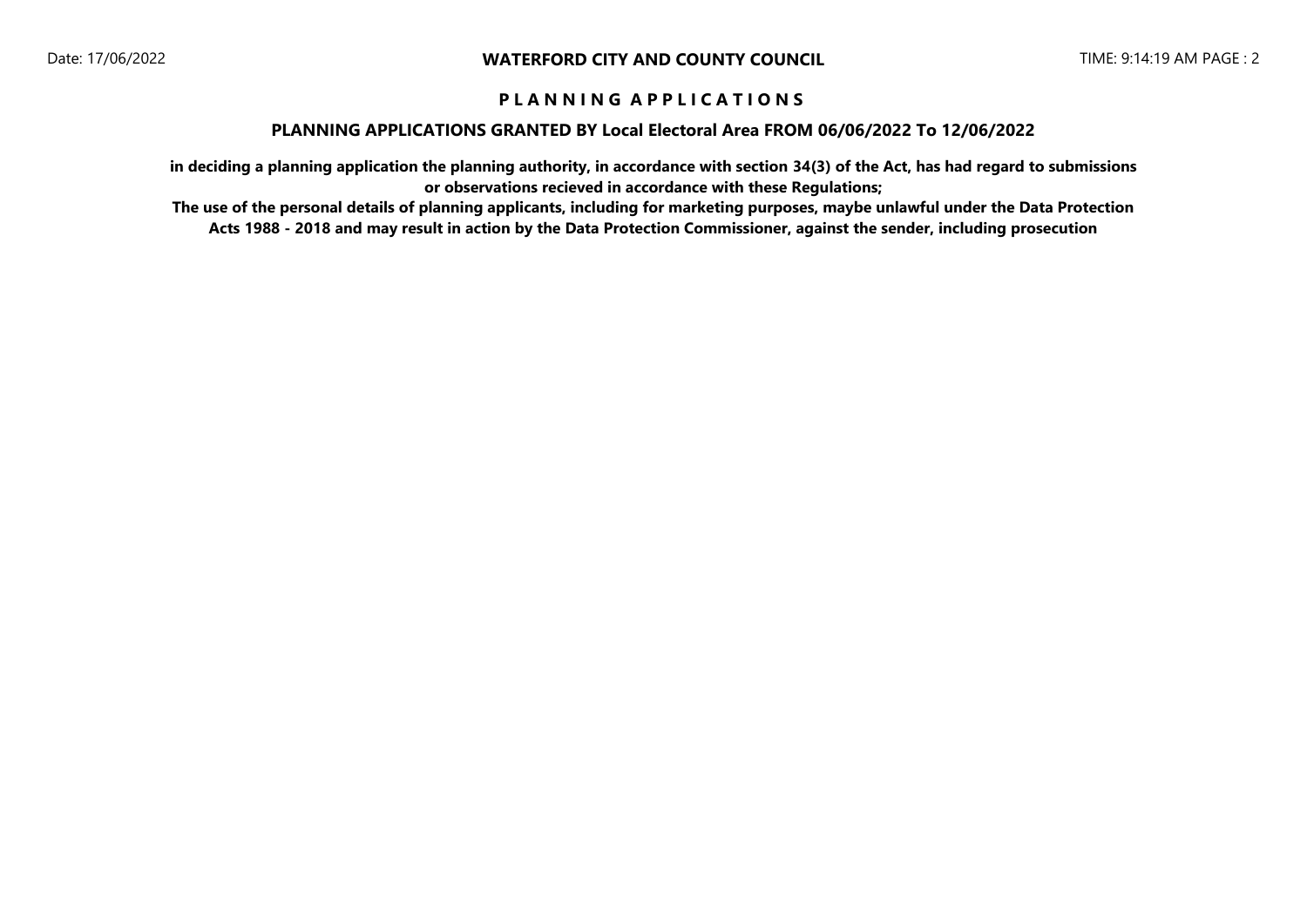## PLANNING APPLICATIONS

### PLANNING APPLICATIONS GRANTED BY Local Electoral Area FROM 06/06/2022 To 12/06/2022

**in deciding a planning application the planning authority, in accordance with section 34(3) of the Act, has had regard to submissions or observations recieved in accordance with these Regulations;**

**The use of the personal details of planning applicants, including for marketing purposes, maybe unlawful under the Data Protection Acts 1988 - 2018 and may result in action by the Data Protection Commissioner, against the sender, including prosecution**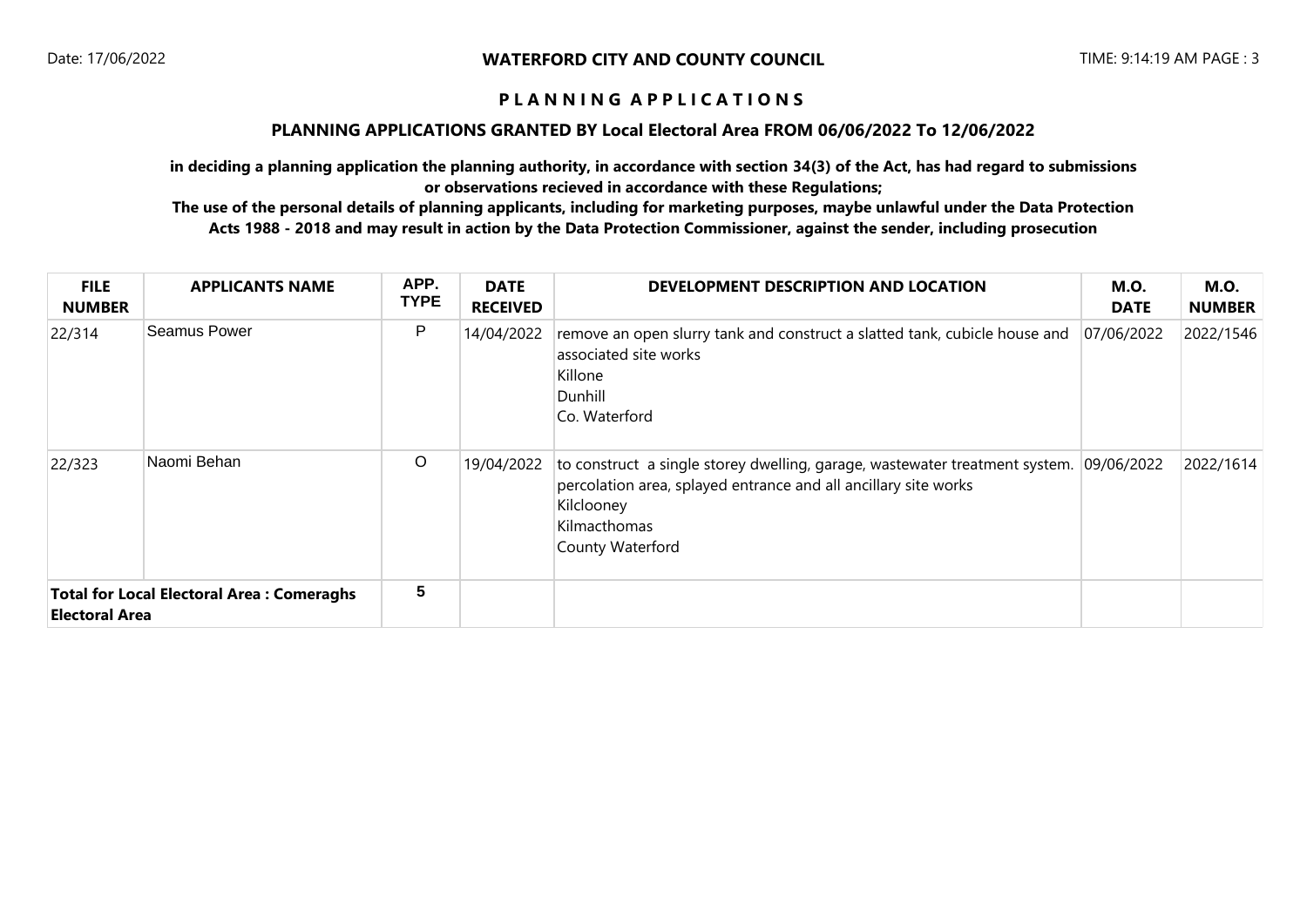**WATERFORD CITY AND COUNTY COUNCIL**

## PLANNING APPLICATIONS

### PLANNING APPLICATIONS GRANTED BY Local Electoral Area FROM 06/06/2022 To 12/06/2022

**in deciding a planning application the planning authority, in accordance with section 34(3) of the Act, has had regard to submissions or observations recieved in accordance with these Regulations;**

**The use of the personal details of planning applicants, including for marketing purposes, maybe unlawful under the Data Protection Acts 1988 - 2018 and may result in action by the Data Protection Commissioner, against the sender, including prosecution**

| FILE NUMBER | APPLICANTS NAME | APP. TYPE | DATE RECEIVED | DEVELOPMENT DESCRIPTION AND LOCATION | M.O. DATE | M.O. NUMBER |
|---|---|---|---|---|---|---|
| 22/314 | Seamus Power | P | 14/04/2022 | remove an open slurry tank and construct a slatted tank, cubicle house and associated site works<br>Killone<br>Dunhill<br>Co. Waterford | 07/06/2022 | 2022/1546 |
| 22/323 | Naomi Behan | O | 19/04/2022 | to construct a single storey dwelling, garage, wastewater treatment system. percolation area, splayed entrance and all ancillary site works<br>Kilclooney<br>Kilmacthomas<br>County Waterford | 09/06/2022 | 2022/1614 |
| **Total for Local Electoral Area : Comeraghs Electoral Area** | | 5 | | | | |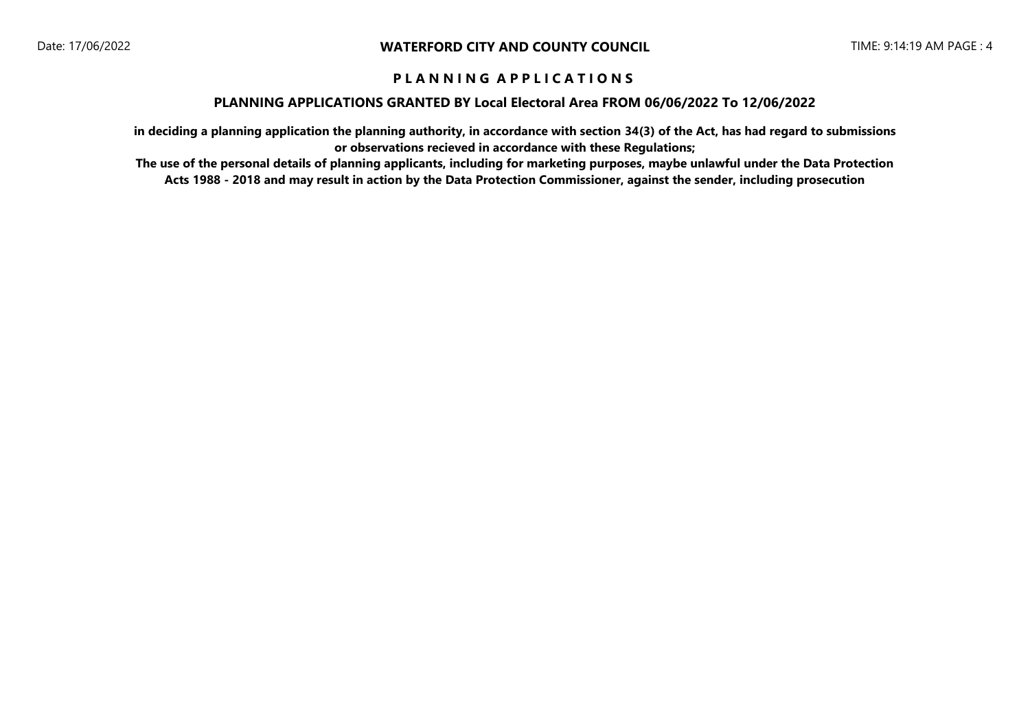# PLANNING APPLICATIONS

## PLANNING APPLICATIONS GRANTED BY Local Electoral Area FROM 06/06/2022 To 12/06/2022

**in deciding a planning application the planning authority, in accordance with section 34(3) of the Act, has had regard to submissions or observations recieved in accordance with these Regulations;**

**The use of the personal details of planning applicants, including for marketing purposes, maybe unlawful under the Data Protection Acts 1988 - 2018 and may result in action by the Data Protection Commissioner, against the sender, including prosecution**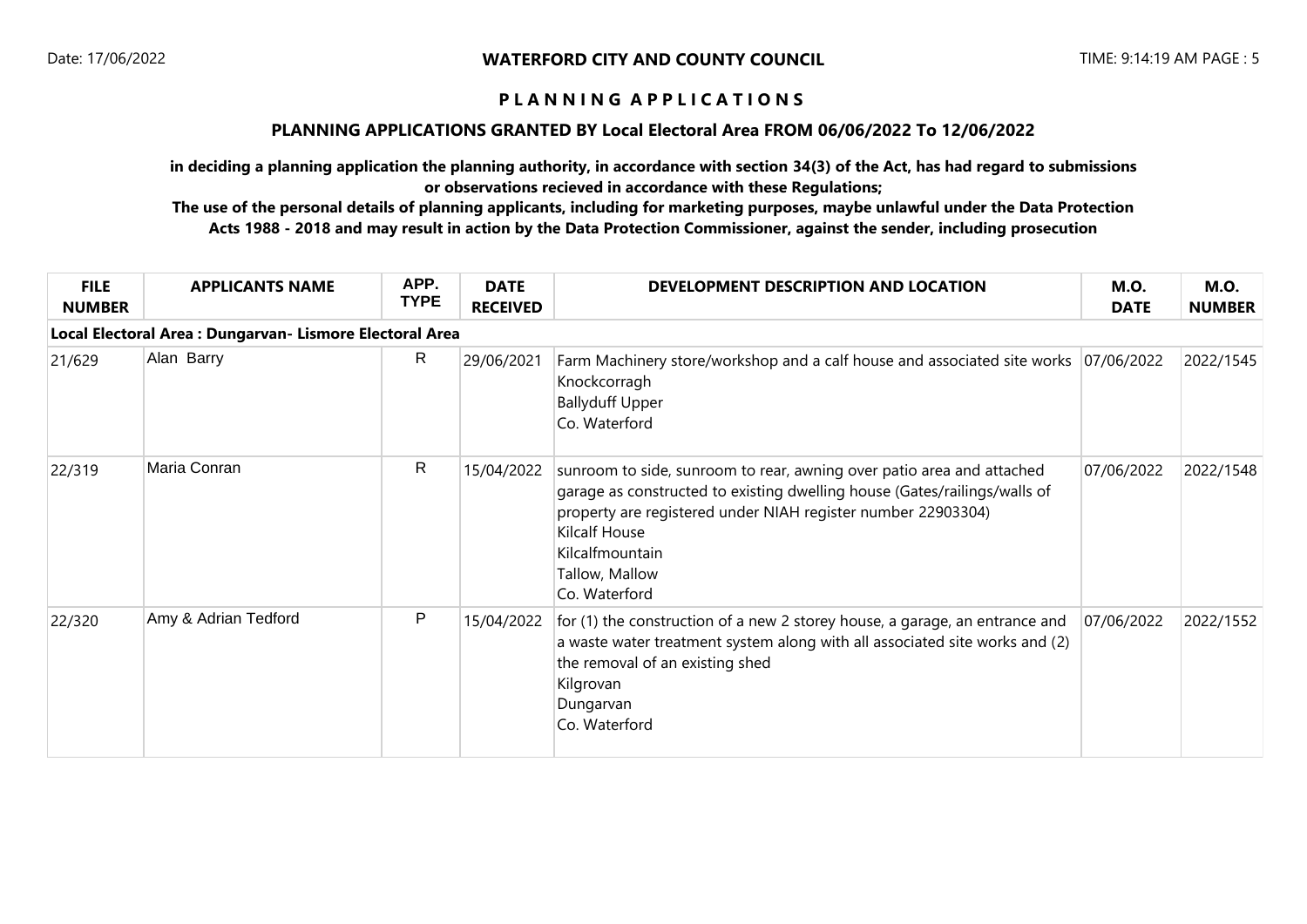# PLANNING APPLICATIONS

## PLANNING APPLICATIONS GRANTED BY Local Electoral Area FROM 06/06/2022 To 12/06/2022

**in deciding a planning application the planning authority, in accordance with section 34(3) of the Act, has had regard to submissions or observations recieved in accordance with these Regulations;**

**The use of the personal details of planning applicants, including for marketing purposes, maybe unlawful under the Data Protection Acts 1988 - 2018 and may result in action by the Data Protection Commissioner, against the sender, including prosecution**

| FILE NUMBER | APPLICANTS NAME | APP. TYPE | DATE RECEIVED | DEVELOPMENT DESCRIPTION AND LOCATION | M.O. DATE | M.O. NUMBER |
|---|---|---|---|---|---|---|
| **Local Electoral Area : Dungarvan- Lismore Electoral Area** | | | | | | |
| 21/629 | Alan Barry | R | 29/06/2021 | Farm Machinery store/workshop and a calf house and associated site works<br>Knockcorragh<br>Ballyduff Upper<br>Co. Waterford | 07/06/2022 | 2022/1545 |
| 22/319 | Maria Conran | R | 15/04/2022 | sunroom to side, sunroom to rear, awning over patio area and attached garage as constructed to existing dwelling house (Gates/railings/walls of property are registered under NIAH register number 22903304)<br>Kilcalf House<br>Kilcalfmountain<br>Tallow, Mallow<br>Co. Waterford | 07/06/2022 | 2022/1548 |
| 22/320 | Amy & Adrian Tedford | P | 15/04/2022 | for (1) the construction of a new 2 storey house, a garage, an entrance and a waste water treatment system along with all associated site works and (2) the removal of an existing shed<br>Kilgrovan<br>Dungarvan<br>Co. Waterford | 07/06/2022 | 2022/1552 |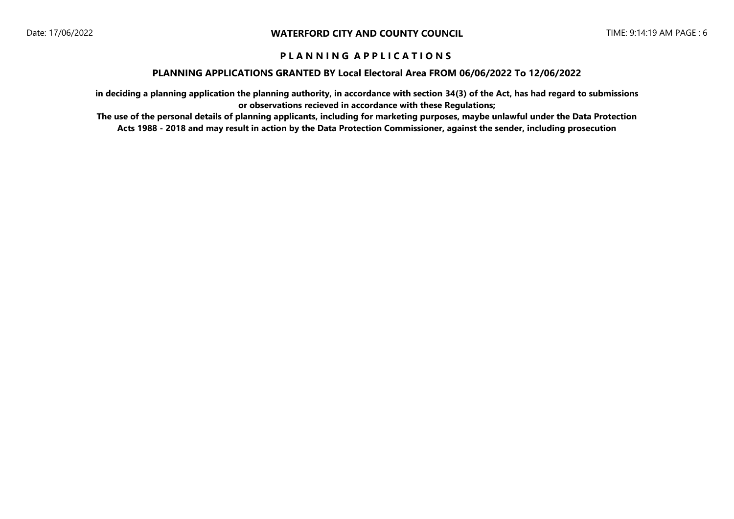**WATERFORD CITY AND COUNTY COUNCIL**

## P L A N N I N G   A P P L I C A T I O N S

### PLANNING APPLICATIONS GRANTED BY Local Electoral Area FROM 06/06/2022 To 12/06/2022

**in deciding a planning application the planning authority, in accordance with section 34(3) of the Act, has had regard to submissions or observations recieved in accordance with these Regulations;**

**The use of the personal details of planning applicants, including for marketing purposes, maybe unlawful under the Data Protection Acts 1988 - 2018 and may result in action by the Data Protection Commissioner, against the sender, including prosecution**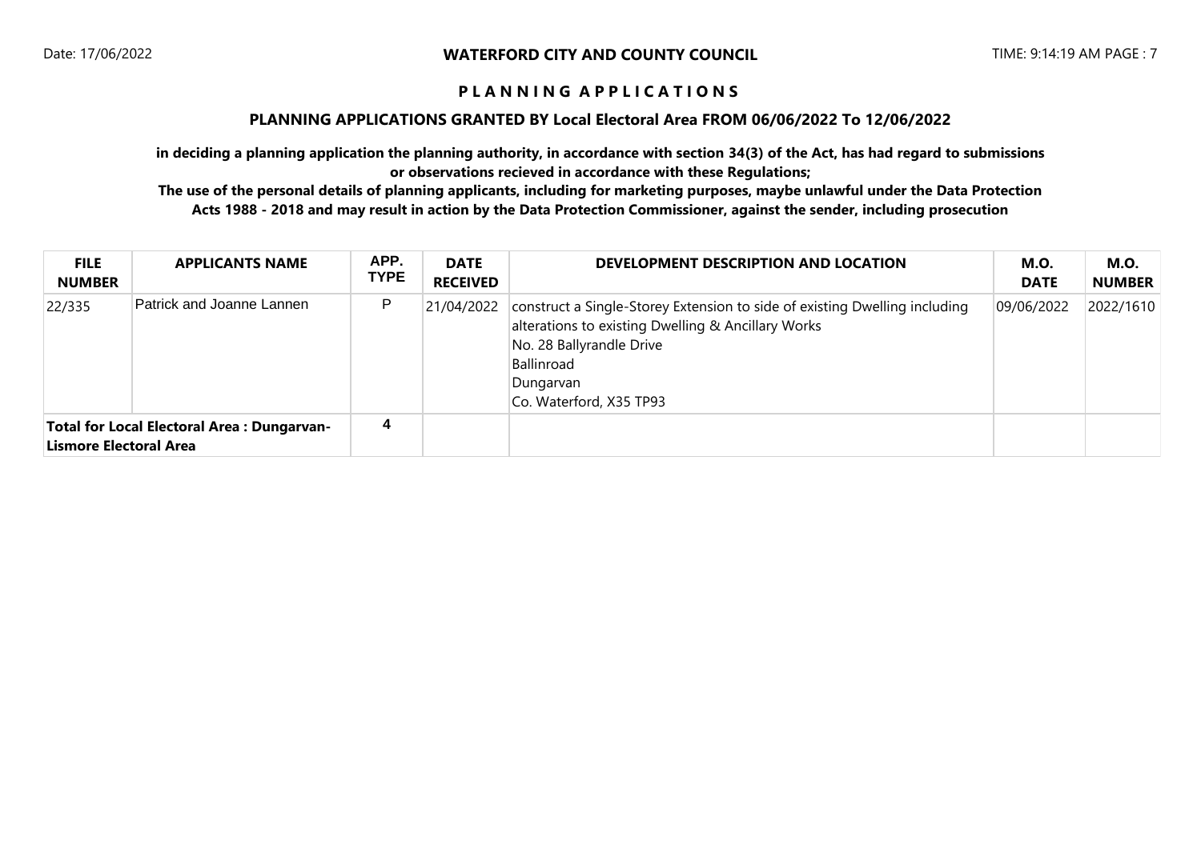**PLANNING APPLICATIONS**

**PLANNING APPLICATIONS GRANTED BY Local Electoral Area FROM 06/06/2022 To 12/06/2022**

**in deciding a planning application the planning authority, in accordance with section 34(3) of the Act, has had regard to submissions or observations recieved in accordance with these Regulations;**

**The use of the personal details of planning applicants, including for marketing purposes, maybe unlawful under the Data Protection Acts 1988 - 2018 and may result in action by the Data Protection Commissioner, against the sender, including prosecution**

| FILE NUMBER | APPLICANTS NAME | APP. TYPE | DATE RECEIVED | DEVELOPMENT DESCRIPTION AND LOCATION | M.O. DATE | M.O. NUMBER |
|---|---|---|---|---|---|---|
| 22/335 | Patrick and Joanne Lannen | P | 21/04/2022 | construct a Single-Storey Extension to side of existing Dwelling including alterations to existing Dwelling & Ancillary Works<br>No. 28 Ballyrandle Drive<br>Ballinroad<br>Dungarvan<br>Co. Waterford, X35 TP93 | 09/06/2022 | 2022/1610 |
| **Total for Local Electoral Area : Dungarvan-Lismore Electoral Area** | | **4** | | | | |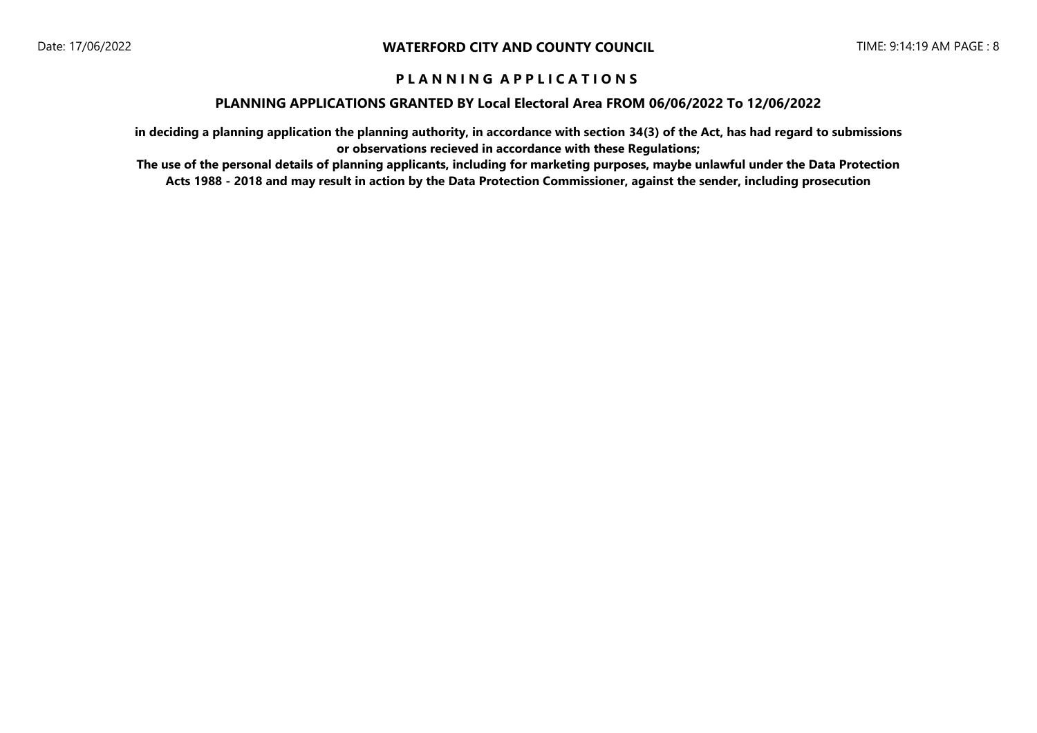**P L A N N I N G A P P L I C A T I O N S**

**PLANNING APPLICATIONS GRANTED BY Local Electoral Area FROM 06/06/2022 To 12/06/2022**

**in deciding a planning application the planning authority, in accordance with section 34(3) of the Act, has had regard to submissions or observations recieved in accordance with these Regulations;**

**The use of the personal details of planning applicants, including for marketing purposes, maybe unlawful under the Data Protection Acts 1988 - 2018 and may result in action by the Data Protection Commissioner, against the sender, including prosecution**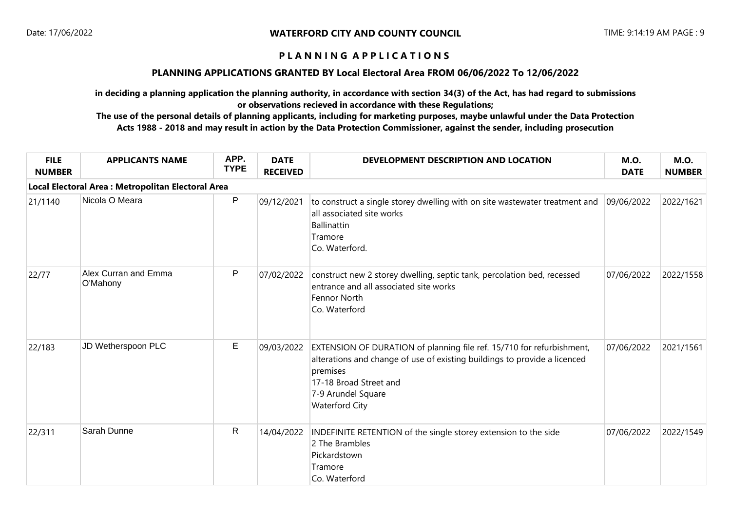**WATERFORD CITY AND COUNTY COUNCIL**

**P L A N N I N G   A P P L I C A T I O N S**

**PLANNING APPLICATIONS GRANTED BY Local Electoral Area FROM 06/06/2022 To 12/06/2022**

**in deciding a planning application the planning authority, in accordance with section 34(3) of the Act, has had regard to submissions or observations recieved in accordance with these Regulations;**

**The use of the personal details of planning applicants, including for marketing purposes, maybe unlawful under the Data Protection Acts 1988 - 2018 and may result in action by the Data Protection Commissioner, against the sender, including prosecution**

| FILE NUMBER | APPLICANTS NAME | APP. TYPE | DATE RECEIVED | DEVELOPMENT DESCRIPTION AND LOCATION | M.O. DATE | M.O. NUMBER |
|---|---|---|---|---|---|---|
| **Local Electoral Area : Metropolitan Electoral Area** | | | | | | |
| 21/1140 | Nicola O Meara | P | 09/12/2021 | to construct a single storey dwelling with on site wastewater treatment and all associated site works<br>Ballinattin<br>Tramore<br>Co. Waterford. | 09/06/2022 | 2022/1621 |
| 22/77 | Alex Curran and Emma O'Mahony | P | 07/02/2022 | construct new 2 storey dwelling, septic tank, percolation bed, recessed entrance and all associated site works<br>Fennor North<br>Co. Waterford | 07/06/2022 | 2022/1558 |
| 22/183 | JD Wetherspoon PLC | E | 09/03/2022 | EXTENSION OF DURATION of planning file ref. 15/710 for refurbishment, alterations and change of use of existing buildings to provide a licenced premises<br>17-18 Broad Street and<br>7-9 Arundel Square<br>Waterford City | 07/06/2022 | 2021/1561 |
| 22/311 | Sarah Dunne | R | 14/04/2022 | INDEFINITE RETENTION of the single storey extension to the side<br>2 The Brambles<br>Pickardstown<br>Tramore<br>Co. Waterford | 07/06/2022 | 2022/1549 |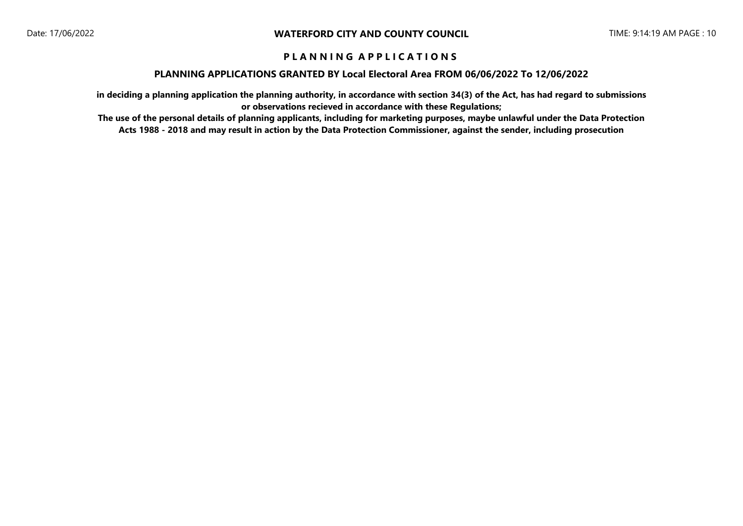# P L A N N I N G   A P P L I C A T I O N S

## PLANNING APPLICATIONS GRANTED BY Local Electoral Area FROM 06/06/2022 To 12/06/2022

**in deciding a planning application the planning authority, in accordance with section 34(3) of the Act, has had regard to submissions or observations recieved in accordance with these Regulations;**

**The use of the personal details of planning applicants, including for marketing purposes, maybe unlawful under the Data Protection Acts 1988 - 2018 and may result in action by the Data Protection Commissioner, against the sender, including prosecution**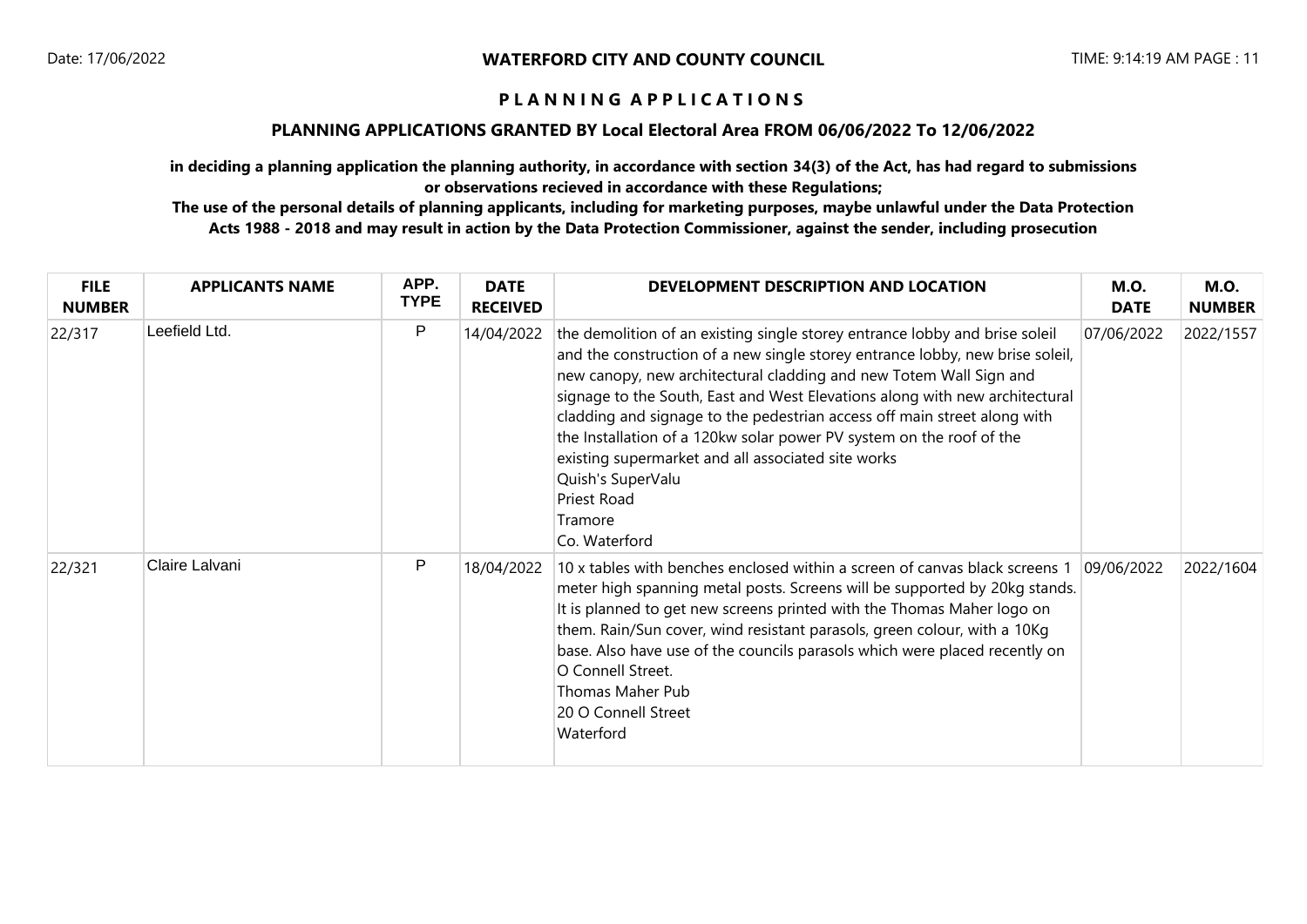# PLANNING APPLICATIONS

## PLANNING APPLICATIONS GRANTED BY Local Electoral Area FROM 06/06/2022 To 12/06/2022

**in deciding a planning application the planning authority, in accordance with section 34(3) of the Act, has had regard to submissions or observations recieved in accordance with these Regulations;**

**The use of the personal details of planning applicants, including for marketing purposes, maybe unlawful under the Data Protection Acts 1988 - 2018 and may result in action by the Data Protection Commissioner, against the sender, including prosecution**

| FILE NUMBER | APPLICANTS NAME | APP. TYPE | DATE RECEIVED | DEVELOPMENT DESCRIPTION AND LOCATION | M.O. DATE | M.O. NUMBER |
|---|---|---|---|---|---|---|
| 22/317 | Leefield Ltd. | P | 14/04/2022 | the demolition of an existing single storey entrance lobby and brise soleil and the construction of a new single storey entrance lobby, new brise soleil, new canopy, new architectural cladding and new Totem Wall Sign and signage to the South, East and West Elevations along with new architectural cladding and signage to the pedestrian access off main street along with the Installation of a 120kw solar power PV system on the roof of the existing supermarket and all associated site works<br>Quish's SuperValu<br>Priest Road<br>Tramore<br>Co. Waterford | 07/06/2022 | 2022/1557 |
| 22/321 | Claire Lalvani | P | 18/04/2022 | 10 x tables with benches enclosed within a screen of canvas black screens 1 meter high spanning metal posts. Screens will be supported by 20kg stands. It is planned to get new screens printed with the Thomas Maher logo on them. Rain/Sun cover, wind resistant parasols, green colour, with a 10Kg base. Also have use of the councils parasols which were placed recently on O Connell Street.<br>Thomas Maher Pub<br>20 O Connell Street<br>Waterford | 09/06/2022 | 2022/1604 |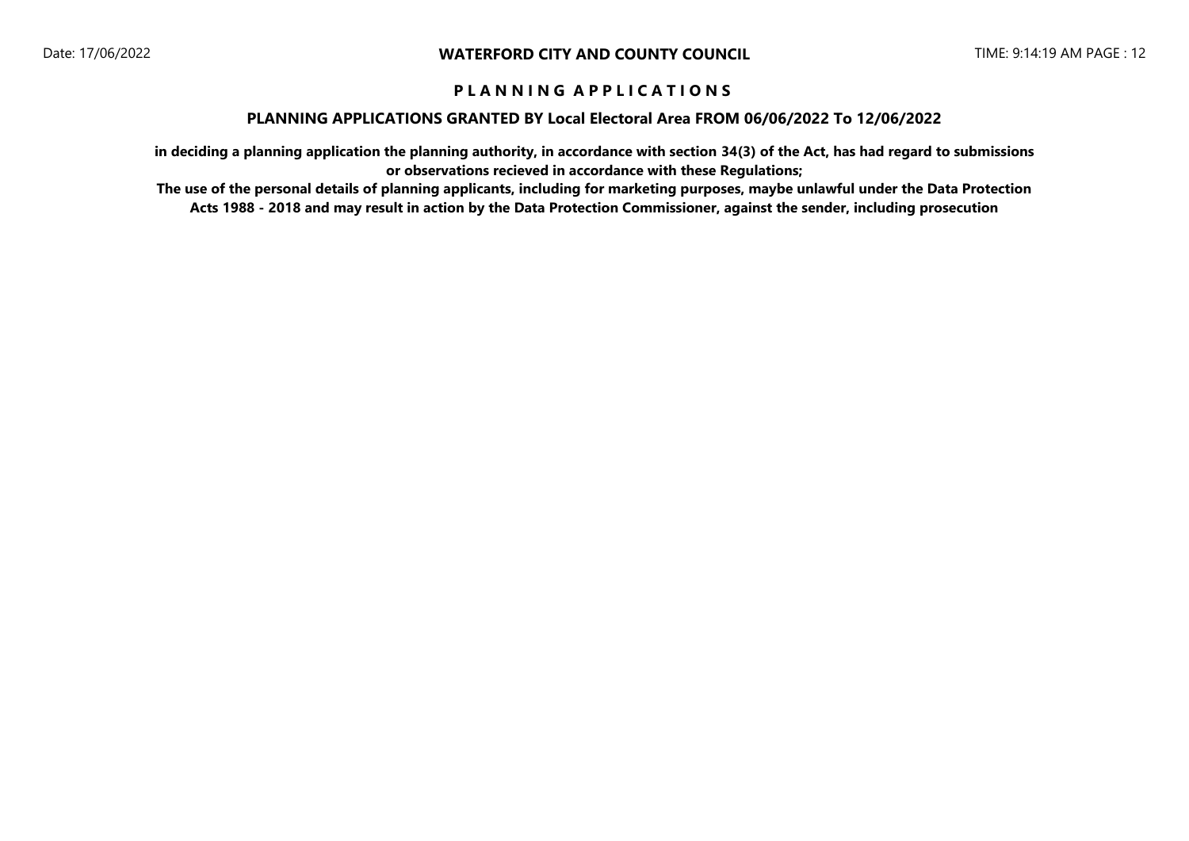# P L A N N I N G   A P P L I C A T I O N S

## PLANNING APPLICATIONS GRANTED BY Local Electoral Area FROM 06/06/2022 To 12/06/2022

**in deciding a planning application the planning authority, in accordance with section 34(3) of the Act, has had regard to submissions or observations recieved in accordance with these Regulations;**

**The use of the personal details of planning applicants, including for marketing purposes, maybe unlawful under the Data Protection Acts 1988 - 2018 and may result in action by the Data Protection Commissioner, against the sender, including prosecution**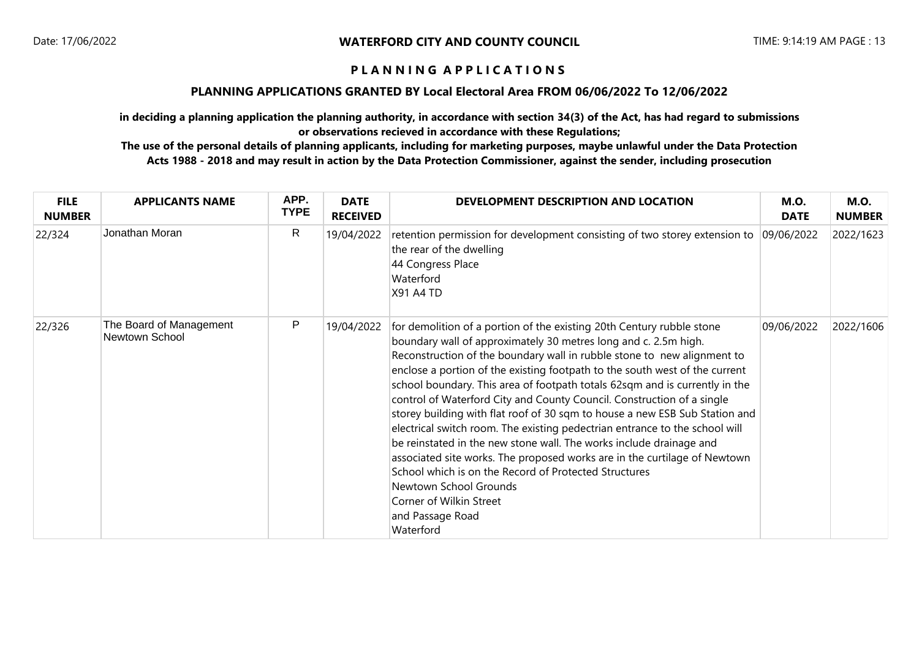**WATERFORD CITY AND COUNTY COUNCIL**

Date: 17/06/2022 TIME: 9:14:19 AM

# P L A N N I N G A P P L I C A T I O N S

## PLANNING APPLICATIONS GRANTED BY Local Electoral Area FROM 06/06/2022 To 12/06/2022

**in deciding a planning application the planning authority, in accordance with section 34(3) of the Act, has had regard to submissions or observations recieved in accordance with these Regulations;**

**The use of the personal details of planning applicants, including for marketing purposes, maybe unlawful under the Data Protection Acts 1988 - 2018 and may result in action by the Data Protection Commissioner, against the sender, including prosecution**

| FILE NUMBER | APPLICANTS NAME | APP. TYPE | DATE RECEIVED | DEVELOPMENT DESCRIPTION AND LOCATION | M.O. DATE | M.O. NUMBER |
|---|---|---|---|---|---|---|
| 22/324 | Jonathan Moran | R | 19/04/2022 | retention permission for development consisting of two storey extension to the rear of the dwelling<br>44 Congress Place<br>Waterford<br>X91 A4 TD | 09/06/2022 | 2022/1623 |
| 22/326 | The Board of Management Newtown School | P | 19/04/2022 | for demolition of a portion of the existing 20th Century rubble stone boundary wall of approximately 30 metres long and c. 2.5m high. Reconstruction of the boundary wall in rubble stone to new alignment to enclose a portion of the existing footpath to the south west of the current school boundary. This area of footpath totals 62sqm and is currently in the control of Waterford City and County Council. Construction of a single storey building with flat roof of 30 sqm to house a new ESB Sub Station and electrical switch room. The existing pedectrian entrance to the school will be reinstated in the new stone wall. The works include drainage and associated site works. The proposed works are in the curtilage of Newtown School which is on the Record of Protected Structures<br>Newtown School Grounds<br>Corner of Wilkin Street<br>and Passage Road<br>Waterford | 09/06/2022 | 2022/1606 |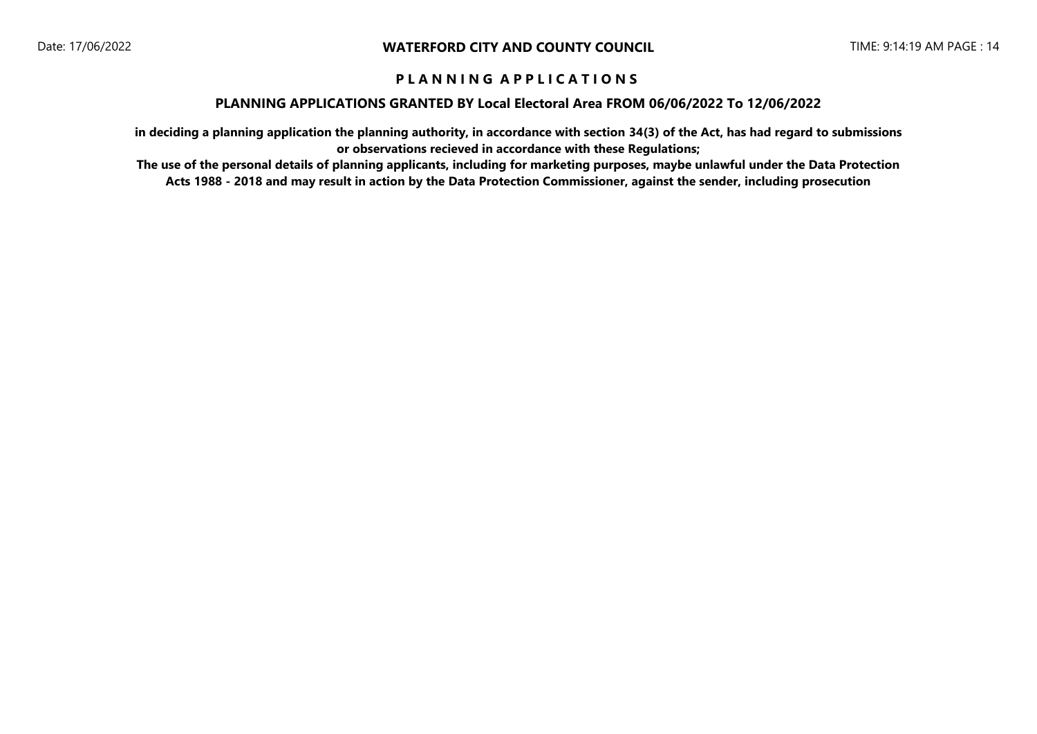# P L A N N I N G   A P P L I C A T I O N S

## PLANNING APPLICATIONS GRANTED BY Local Electoral Area FROM 06/06/2022 To 12/06/2022

**in deciding a planning application the planning authority, in accordance with section 34(3) of the Act, has had regard to submissions or observations recieved in accordance with these Regulations;**

**The use of the personal details of planning applicants, including for marketing purposes, maybe unlawful under the Data Protection Acts 1988 - 2018 and may result in action by the Data Protection Commissioner, against the sender, including prosecution**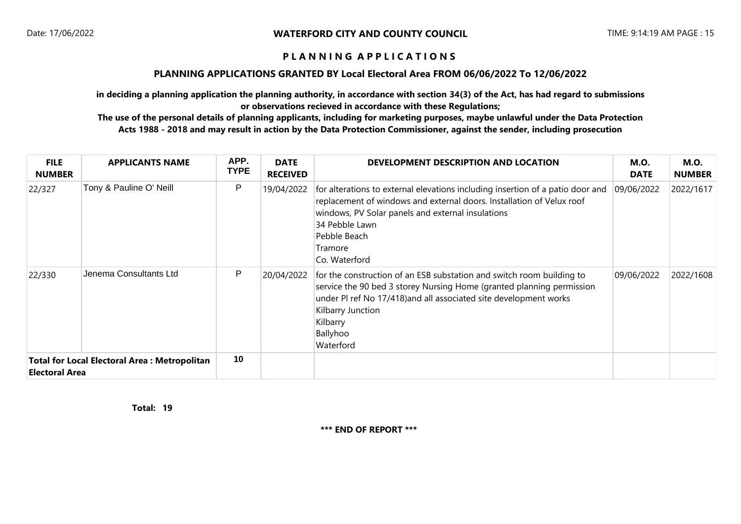**WATERFORD CITY AND COUNTY COUNCIL**

# P L A N N I N G   A P P L I C A T I O N S

## PLANNING APPLICATIONS GRANTED BY Local Electoral Area FROM 06/06/2022 To 12/06/2022

**in deciding a planning application the planning authority, in accordance with section 34(3) of the Act, has had regard to submissions or observations recieved in accordance with these Regulations;**

**The use of the personal details of planning applicants, including for marketing purposes, maybe unlawful under the Data Protection Acts 1988 - 2018 and may result in action by the Data Protection Commissioner, against the sender, including prosecution**

| FILE NUMBER | APPLICANTS NAME | APP. TYPE | DATE RECEIVED | DEVELOPMENT DESCRIPTION AND LOCATION | M.O. DATE | M.O. NUMBER |
|---|---|---|---|---|---|---|
| 22/327 | Tony & Pauline O' Neill | P | 19/04/2022 | for alterations to external elevations including insertion of a patio door and replacement of windows and external doors. Installation of Velux roof windows, PV Solar panels and external insulations<br>34 Pebble Lawn<br>Pebble Beach<br>Tramore<br>Co. Waterford | 09/06/2022 | 2022/1617 |
| 22/330 | Jenema Consultants Ltd | P | 20/04/2022 | for the construction of an ESB substation and switch room building to service the 90 bed 3 storey Nursing Home (granted planning permission under Pl ref No 17/418)and all associated site development works<br>Kilbarry Junction<br>Kilbarry<br>Ballyhoo<br>Waterford | 09/06/2022 | 2022/1608 |
| **Total for Local Electoral Area : Metropolitan Electoral Area** | | 10 | | | | |

**Total: 19**

**\*\*\* END OF REPORT \*\*\***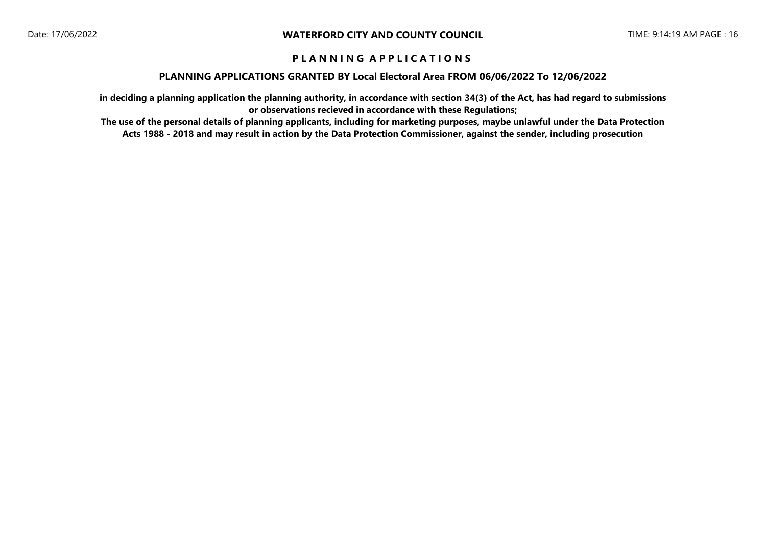# PLANNING APPLICATIONS

## PLANNING APPLICATIONS GRANTED BY Local Electoral Area FROM 06/06/2022 To 12/06/2022

**in deciding a planning application the planning authority, in accordance with section 34(3) of the Act, has had regard to submissions or observations recieved in accordance with these Regulations;**

**The use of the personal details of planning applicants, including for marketing purposes, maybe unlawful under the Data Protection Acts 1988 - 2018 and may result in action by the Data Protection Commissioner, against the sender, including prosecution**